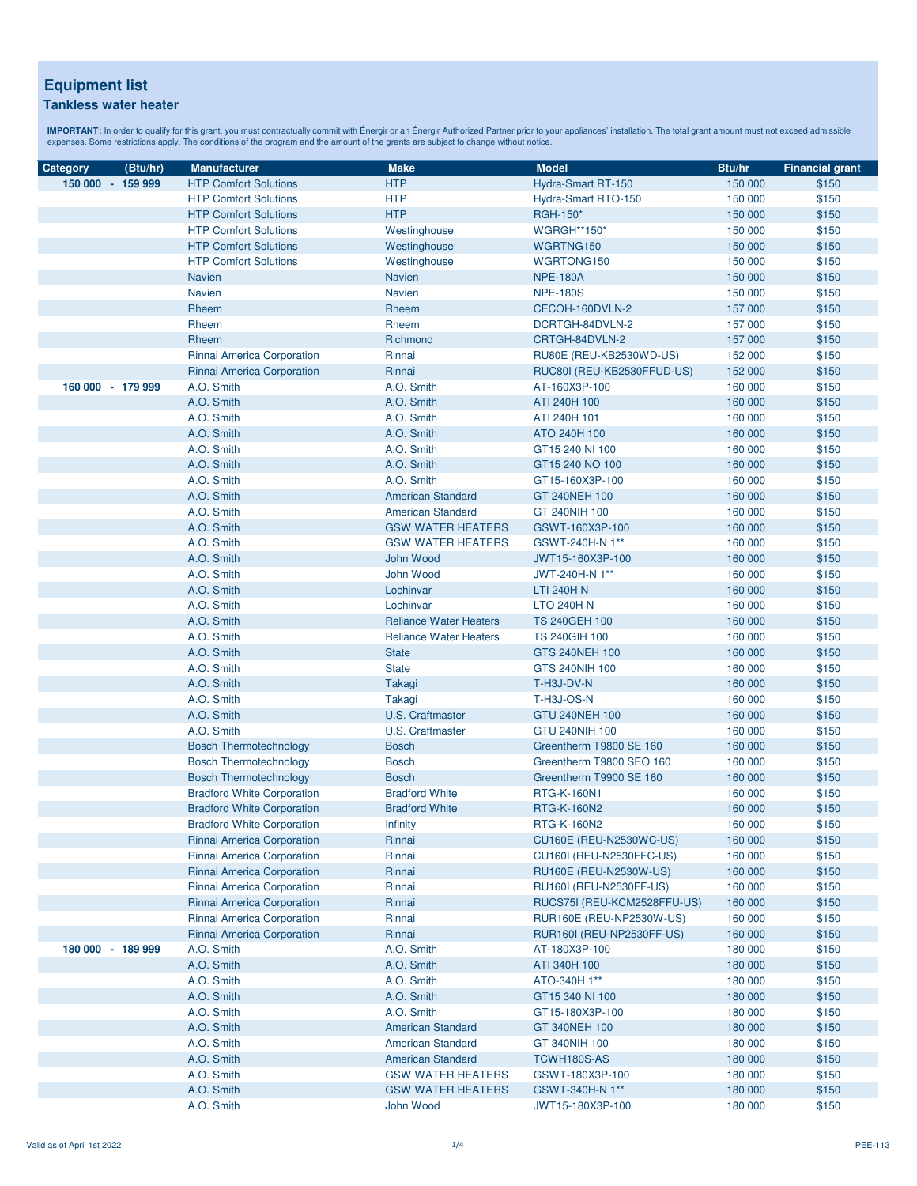# Equipment list

## Tankless water heater

**IMPORTANT:** In order to qualify for this grant, you must contractually commit with Énergir or an Énergir Authorized Partner prior to your appliances' installation. The total grant amount must not exceed admissible expenses. Some restrictions apply. The conditions of the program and the amount of the grants are subject to change without notice.

| Category (Btu/hr) | Manufacturer | Make | Model | Btu/hr | Financial grant |
|---|---|---|---|---|---|
| 150 000 - 159 999 | HTP Comfort Solutions | HTP | Hydra-Smart RT-150 | 150 000 | $150 |
| | HTP Comfort Solutions | HTP | Hydra-Smart RTO-150 | 150 000 | $150 |
| | HTP Comfort Solutions | HTP | RGH-150* | 150 000 | $150 |
| | HTP Comfort Solutions | Westinghouse | WGRGH**150* | 150 000 | $150 |
| | HTP Comfort Solutions | Westinghouse | WGRTNG150 | 150 000 | $150 |
| | HTP Comfort Solutions | Westinghouse | WGRTONG150 | 150 000 | $150 |
| | Navien | Navien | NPE-180A | 150 000 | $150 |
| | Navien | Navien | NPE-180S | 150 000 | $150 |
| | Rheem | Rheem | CECOH-160DVLN-2 | 157 000 | $150 |
| | Rheem | Rheem | DCRTGH-84DVLN-2 | 157 000 | $150 |
| | Rheem | Richmond | CRTGH-84DVLN-2 | 157 000 | $150 |
| | Rinnai America Corporation | Rinnai | RU80E (REU-KB2530WD-US) | 152 000 | $150 |
| | Rinnai America Corporation | Rinnai | RUC80I (REU-KB2530FFUD-US) | 152 000 | $150 |
| 160 000 - 179 999 | A.O. Smith | A.O. Smith | AT-160X3P-100 | 160 000 | $150 |
| | A.O. Smith | A.O. Smith | ATI 240H 100 | 160 000 | $150 |
| | A.O. Smith | A.O. Smith | ATI 240H 101 | 160 000 | $150 |
| | A.O. Smith | A.O. Smith | ATO 240H 100 | 160 000 | $150 |
| | A.O. Smith | A.O. Smith | GT15 240 NI 100 | 160 000 | $150 |
| | A.O. Smith | A.O. Smith | GT15 240 NO 100 | 160 000 | $150 |
| | A.O. Smith | A.O. Smith | GT15-160X3P-100 | 160 000 | $150 |
| | A.O. Smith | American Standard | GT 240NEH 100 | 160 000 | $150 |
| | A.O. Smith | American Standard | GT 240NIH 100 | 160 000 | $150 |
| | A.O. Smith | GSW WATER HEATERS | GSWT-160X3P-100 | 160 000 | $150 |
| | A.O. Smith | GSW WATER HEATERS | GSWT-240H-N 1** | 160 000 | $150 |
| | A.O. Smith | John Wood | JWT15-160X3P-100 | 160 000 | $150 |
| | A.O. Smith | John Wood | JWT-240H-N 1** | 160 000 | $150 |
| | A.O. Smith | Lochinvar | LTI 240H N | 160 000 | $150 |
| | A.O. Smith | Lochinvar | LTO 240H N | 160 000 | $150 |
| | A.O. Smith | Reliance Water Heaters | TS 240GEH 100 | 160 000 | $150 |
| | A.O. Smith | Reliance Water Heaters | TS 240GIH 100 | 160 000 | $150 |
| | A.O. Smith | State | GTS 240NEH 100 | 160 000 | $150 |
| | A.O. Smith | State | GTS 240NIH 100 | 160 000 | $150 |
| | A.O. Smith | Takagi | T-H3J-DV-N | 160 000 | $150 |
| | A.O. Smith | Takagi | T-H3J-OS-N | 160 000 | $150 |
| | A.O. Smith | U.S. Craftmaster | GTU 240NEH 100 | 160 000 | $150 |
| | A.O. Smith | U.S. Craftmaster | GTU 240NIH 100 | 160 000 | $150 |
| | Bosch Thermotechnology | Bosch | Greentherm T9800 SE 160 | 160 000 | $150 |
| | Bosch Thermotechnology | Bosch | Greentherm T9800 SEO 160 | 160 000 | $150 |
| | Bosch Thermotechnology | Bosch | Greentherm T9900 SE 160 | 160 000 | $150 |
| | Bradford White Corporation | Bradford White | RTG-K-160N1 | 160 000 | $150 |
| | Bradford White Corporation | Bradford White | RTG-K-160N2 | 160 000 | $150 |
| | Bradford White Corporation | Infinity | RTG-K-160N2 | 160 000 | $150 |
| | Rinnai America Corporation | Rinnai | CU160E (REU-N2530WC-US) | 160 000 | $150 |
| | Rinnai America Corporation | Rinnai | CU160I (REU-N2530FFC-US) | 160 000 | $150 |
| | Rinnai America Corporation | Rinnai | RU160E (REU-N2530W-US) | 160 000 | $150 |
| | Rinnai America Corporation | Rinnai | RU160I (REU-N2530FF-US) | 160 000 | $150 |
| | Rinnai America Corporation | Rinnai | RUCS75I (REU-KCM2528FFU-US) | 160 000 | $150 |
| | Rinnai America Corporation | Rinnai | RUR160E (REU-NP2530W-US) | 160 000 | $150 |
| | Rinnai America Corporation | Rinnai | RUR160I (REU-NP2530FF-US) | 160 000 | $150 |
| 180 000 - 189 999 | A.O. Smith | A.O. Smith | AT-180X3P-100 | 180 000 | $150 |
| | A.O. Smith | A.O. Smith | ATI 340H 100 | 180 000 | $150 |
| | A.O. Smith | A.O. Smith | ATO-340H 1** | 180 000 | $150 |
| | A.O. Smith | A.O. Smith | GT15 340 NI 100 | 180 000 | $150 |
| | A.O. Smith | A.O. Smith | GT15-180X3P-100 | 180 000 | $150 |
| | A.O. Smith | American Standard | GT 340NEH 100 | 180 000 | $150 |
| | A.O. Smith | American Standard | GT 340NIH 100 | 180 000 | $150 |
| | A.O. Smith | American Standard | TCWH180S-AS | 180 000 | $150 |
| | A.O. Smith | GSW WATER HEATERS | GSWT-180X3P-100 | 180 000 | $150 |
| | A.O. Smith | GSW WATER HEATERS | GSWT-340H-N 1** | 180 000 | $150 |
| | A.O. Smith | John Wood | JWT15-180X3P-100 | 180 000 | $150 |

Valid as of April 1st 2022 — PEE-113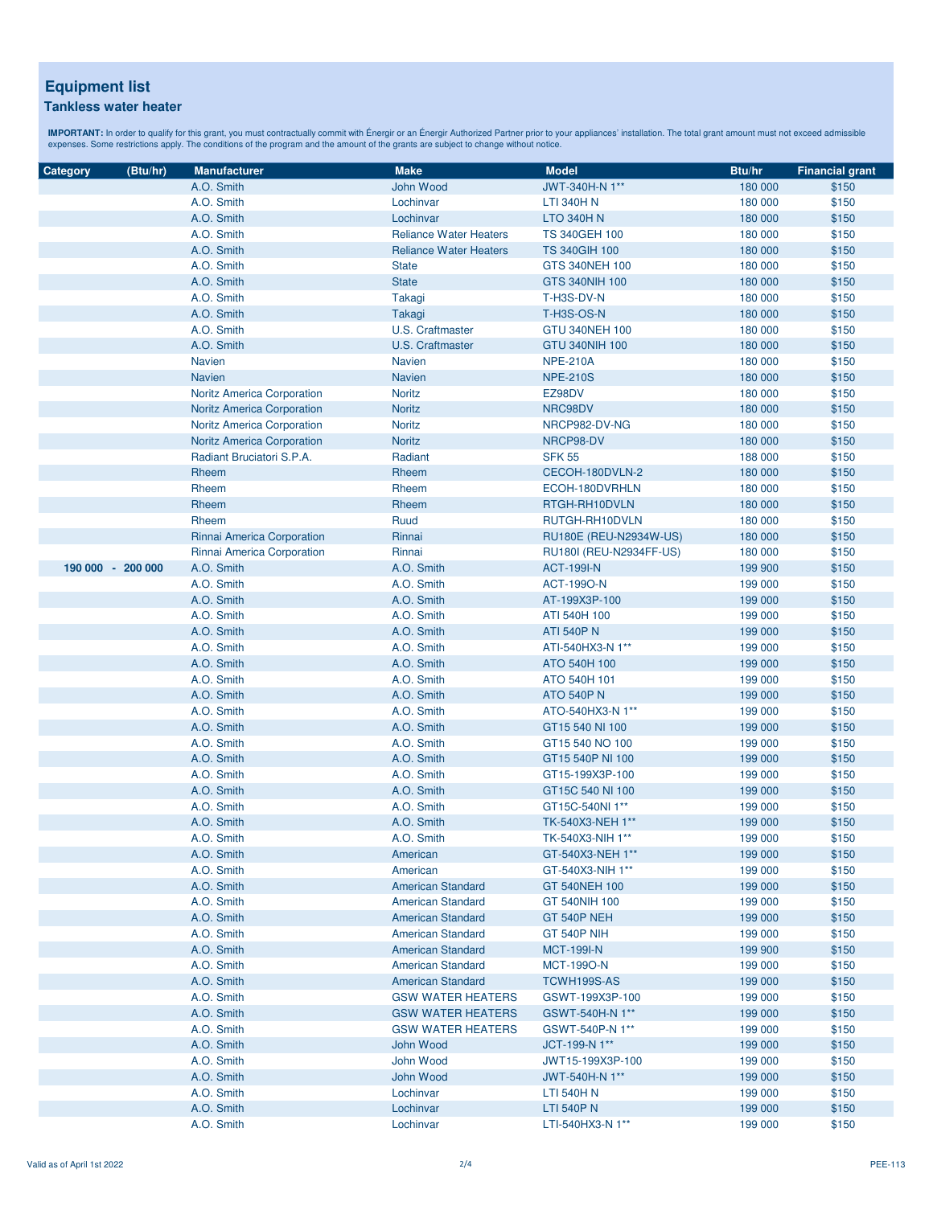## Equipment list

### Tankless water heater

**IMPORTANT:** In order to qualify for this grant, you must contractually commit with Énergir or an Énergir Authorized Partner prior to your appliances' installation. The total grant amount must not exceed admissible expenses. Some restrictions apply. The conditions of the program and the amount of the grants are subject to change without notice.

| Category (Btu/hr) | Manufacturer | Make | Model | Btu/hr | Financial grant |
|---|---|---|---|---|---|
| | A.O. Smith | John Wood | JWT-340H-N 1** | 180 000 | $150 |
| | A.O. Smith | Lochinvar | LTI 340H N | 180 000 | $150 |
| | A.O. Smith | Lochinvar | LTO 340H N | 180 000 | $150 |
| | A.O. Smith | Reliance Water Heaters | TS 340GEH 100 | 180 000 | $150 |
| | A.O. Smith | Reliance Water Heaters | TS 340GIH 100 | 180 000 | $150 |
| | A.O. Smith | State | GTS 340NEH 100 | 180 000 | $150 |
| | A.O. Smith | State | GTS 340NIH 100 | 180 000 | $150 |
| | A.O. Smith | Takagi | T-H3S-DV-N | 180 000 | $150 |
| | A.O. Smith | Takagi | T-H3S-OS-N | 180 000 | $150 |
| | A.O. Smith | U.S. Craftmaster | GTU 340NEH 100 | 180 000 | $150 |
| | A.O. Smith | U.S. Craftmaster | GTU 340NIH 100 | 180 000 | $150 |
| | Navien | Navien | NPE-210A | 180 000 | $150 |
| | Navien | Navien | NPE-210S | 180 000 | $150 |
| | Noritz America Corporation | Noritz | EZ98DV | 180 000 | $150 |
| | Noritz America Corporation | Noritz | NRC98DV | 180 000 | $150 |
| | Noritz America Corporation | Noritz | NRCP982-DV-NG | 180 000 | $150 |
| | Noritz America Corporation | Noritz | NRCP98-DV | 180 000 | $150 |
| | Radiant Bruciatori S.P.A. | Radiant | SFK 55 | 188 000 | $150 |
| | Rheem | Rheem | CECOH-180DVLN-2 | 180 000 | $150 |
| | Rheem | Rheem | ECOH-180DVRHLN | 180 000 | $150 |
| | Rheem | Rheem | RTGH-RH10DVLN | 180 000 | $150 |
| | Rheem | Ruud | RUTGH-RH10DVLN | 180 000 | $150 |
| | Rinnai America Corporation | Rinnai | RU180E (REU-N2934W-US) | 180 000 | $150 |
| | Rinnai America Corporation | Rinnai | RU180I (REU-N2934FF-US) | 180 000 | $150 |
| **190 000 - 200 000** | A.O. Smith | A.O. Smith | ACT-199I-N | 199 900 | $150 |
| | A.O. Smith | A.O. Smith | ACT-199O-N | 199 000 | $150 |
| | A.O. Smith | A.O. Smith | AT-199X3P-100 | 199 000 | $150 |
| | A.O. Smith | A.O. Smith | ATI 540H 100 | 199 000 | $150 |
| | A.O. Smith | A.O. Smith | ATI 540P N | 199 000 | $150 |
| | A.O. Smith | A.O. Smith | ATI-540HX3-N 1** | 199 000 | $150 |
| | A.O. Smith | A.O. Smith | ATO 540H 100 | 199 000 | $150 |
| | A.O. Smith | A.O. Smith | ATO 540H 101 | 199 000 | $150 |
| | A.O. Smith | A.O. Smith | ATO 540P N | 199 000 | $150 |
| | A.O. Smith | A.O. Smith | ATO-540HX3-N 1** | 199 000 | $150 |
| | A.O. Smith | A.O. Smith | GT15 540 NI 100 | 199 000 | $150 |
| | A.O. Smith | A.O. Smith | GT15 540 NO 100 | 199 000 | $150 |
| | A.O. Smith | A.O. Smith | GT15 540P NI 100 | 199 000 | $150 |
| | A.O. Smith | A.O. Smith | GT15-199X3P-100 | 199 000 | $150 |
| | A.O. Smith | A.O. Smith | GT15C 540 NI 100 | 199 000 | $150 |
| | A.O. Smith | A.O. Smith | GT15C-540NI 1** | 199 000 | $150 |
| | A.O. Smith | A.O. Smith | TK-540X3-NEH 1** | 199 000 | $150 |
| | A.O. Smith | A.O. Smith | TK-540X3-NIH 1** | 199 000 | $150 |
| | A.O. Smith | American | GT-540X3-NEH 1** | 199 000 | $150 |
| | A.O. Smith | American | GT-540X3-NIH 1** | 199 000 | $150 |
| | A.O. Smith | American Standard | GT 540NEH 100 | 199 000 | $150 |
| | A.O. Smith | American Standard | GT 540NIH 100 | 199 000 | $150 |
| | A.O. Smith | American Standard | GT 540P NEH | 199 000 | $150 |
| | A.O. Smith | American Standard | GT 540P NIH | 199 000 | $150 |
| | A.O. Smith | American Standard | MCT-199I-N | 199 900 | $150 |
| | A.O. Smith | American Standard | MCT-199O-N | 199 000 | $150 |
| | A.O. Smith | American Standard | TCWH199S-AS | 199 000 | $150 |
| | A.O. Smith | GSW WATER HEATERS | GSWT-199X3P-100 | 199 000 | $150 |
| | A.O. Smith | GSW WATER HEATERS | GSWT-540H-N 1** | 199 000 | $150 |
| | A.O. Smith | GSW WATER HEATERS | GSWT-540P-N 1** | 199 000 | $150 |
| | A.O. Smith | John Wood | JCT-199-N 1** | 199 000 | $150 |
| | A.O. Smith | John Wood | JWT15-199X3P-100 | 199 000 | $150 |
| | A.O. Smith | John Wood | JWT-540H-N 1** | 199 000 | $150 |
| | A.O. Smith | Lochinvar | LTI 540H N | 199 000 | $150 |
| | A.O. Smith | Lochinvar | LTI 540P N | 199 000 | $150 |
| | A.O. Smith | Lochinvar | LTI-540HX3-N 1** | 199 000 | $150 |

Valid as of April 1st 2022

PEE-113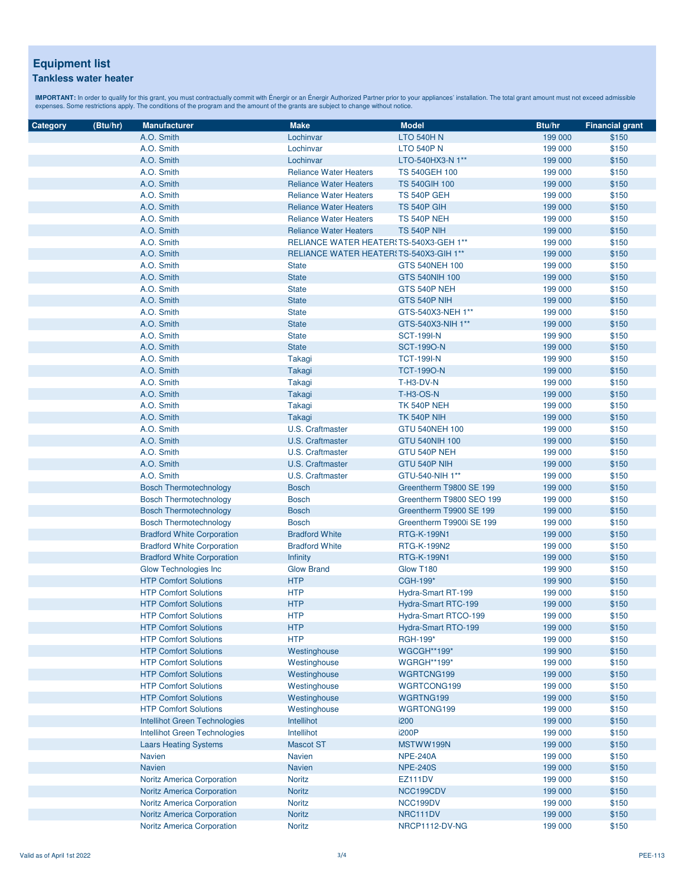## Equipment list

### Tankless water heater

**IMPORTANT:** In order to qualify for this grant, you must contractually commit with Énergir or an Énergir Authorized Partner prior to your appliances' installation. The total grant amount must not exceed admissible expenses. Some restrictions apply. The conditions of the program and the amount of the grants are subject to change without notice.

| Category | (Btu/hr) | Manufacturer | Make | Model | Btu/hr | Financial grant |
|---|---|---|---|---|---|---|
| | | A.O. Smith | Lochinvar | LTO 540H N | 199 000 | $150 |
| | | A.O. Smith | Lochinvar | LTO 540P N | 199 000 | $150 |
| | | A.O. Smith | Lochinvar | LTO-540HX3-N 1** | 199 000 | $150 |
| | | A.O. Smith | Reliance Water Heaters | TS 540GEH 100 | 199 000 | $150 |
| | | A.O. Smith | Reliance Water Heaters | TS 540GIH 100 | 199 000 | $150 |
| | | A.O. Smith | Reliance Water Heaters | TS 540P GEH | 199 000 | $150 |
| | | A.O. Smith | Reliance Water Heaters | TS 540P GIH | 199 000 | $150 |
| | | A.O. Smith | Reliance Water Heaters | TS 540P NEH | 199 000 | $150 |
| | | A.O. Smith | Reliance Water Heaters | TS 540P NIH | 199 000 | $150 |
| | | A.O. Smith | RELIANCE WATER HEATERS | TS-540X3-GEH 1** | 199 000 | $150 |
| | | A.O. Smith | RELIANCE WATER HEATERS | TS-540X3-GIH 1** | 199 000 | $150 |
| | | A.O. Smith | State | GTS 540NEH 100 | 199 000 | $150 |
| | | A.O. Smith | State | GTS 540NIH 100 | 199 000 | $150 |
| | | A.O. Smith | State | GTS 540P NEH | 199 000 | $150 |
| | | A.O. Smith | State | GTS 540P NIH | 199 000 | $150 |
| | | A.O. Smith | State | GTS-540X3-NEH 1** | 199 000 | $150 |
| | | A.O. Smith | State | GTS-540X3-NIH 1** | 199 000 | $150 |
| | | A.O. Smith | State | SCT-199I-N | 199 900 | $150 |
| | | A.O. Smith | State | SCT-199O-N | 199 000 | $150 |
| | | A.O. Smith | Takagi | TCT-199I-N | 199 900 | $150 |
| | | A.O. Smith | Takagi | TCT-199O-N | 199 000 | $150 |
| | | A.O. Smith | Takagi | T-H3-DV-N | 199 000 | $150 |
| | | A.O. Smith | Takagi | T-H3-OS-N | 199 000 | $150 |
| | | A.O. Smith | Takagi | TK 540P NEH | 199 000 | $150 |
| | | A.O. Smith | Takagi | TK 540P NIH | 199 000 | $150 |
| | | A.O. Smith | U.S. Craftmaster | GTU 540NEH 100 | 199 000 | $150 |
| | | A.O. Smith | U.S. Craftmaster | GTU 540NIH 100 | 199 000 | $150 |
| | | A.O. Smith | U.S. Craftmaster | GTU 540P NEH | 199 000 | $150 |
| | | A.O. Smith | U.S. Craftmaster | GTU 540P NIH | 199 000 | $150 |
| | | A.O. Smith | U.S. Craftmaster | GTU-540-NIH 1** | 199 000 | $150 |
| | | Bosch Thermotechnology | Bosch | Greentherm T9800 SE 199 | 199 000 | $150 |
| | | Bosch Thermotechnology | Bosch | Greentherm T9800 SEO 199 | 199 000 | $150 |
| | | Bosch Thermotechnology | Bosch | Greentherm T9900 SE 199 | 199 000 | $150 |
| | | Bosch Thermotechnology | Bosch | Greentherm T9900i SE 199 | 199 000 | $150 |
| | | Bradford White Corporation | Bradford White | RTG-K-199N1 | 199 000 | $150 |
| | | Bradford White Corporation | Bradford White | RTG-K-199N2 | 199 000 | $150 |
| | | Bradford White Corporation | Infinity | RTG-K-199N1 | 199 000 | $150 |
| | | Glow Technologies Inc | Glow Brand | Glow T180 | 199 900 | $150 |
| | | HTP Comfort Solutions | HTP | CGH-199* | 199 900 | $150 |
| | | HTP Comfort Solutions | HTP | Hydra-Smart RT-199 | 199 000 | $150 |
| | | HTP Comfort Solutions | HTP | Hydra-Smart RTC-199 | 199 000 | $150 |
| | | HTP Comfort Solutions | HTP | Hydra-Smart RTCO-199 | 199 000 | $150 |
| | | HTP Comfort Solutions | HTP | Hydra-Smart RTO-199 | 199 000 | $150 |
| | | HTP Comfort Solutions | HTP | RGH-199* | 199 000 | $150 |
| | | HTP Comfort Solutions | Westinghouse | WGCGH**199* | 199 900 | $150 |
| | | HTP Comfort Solutions | Westinghouse | WGRGH**199* | 199 000 | $150 |
| | | HTP Comfort Solutions | Westinghouse | WGRTCNG199 | 199 000 | $150 |
| | | HTP Comfort Solutions | Westinghouse | WGRTCONG199 | 199 000 | $150 |
| | | HTP Comfort Solutions | Westinghouse | WGRTNG199 | 199 000 | $150 |
| | | HTP Comfort Solutions | Westinghouse | WGRTONG199 | 199 000 | $150 |
| | | Intellihot Green Technologies | Intellihot | i200 | 199 000 | $150 |
| | | Intellihot Green Technologies | Intellihot | i200P | 199 000 | $150 |
| | | Laars Heating Systems | Mascot ST | MSTWW199N | 199 000 | $150 |
| | | Navien | Navien | NPE-240A | 199 000 | $150 |
| | | Navien | Navien | NPE-240S | 199 000 | $150 |
| | | Noritz America Corporation | Noritz | EZ111DV | 199 000 | $150 |
| | | Noritz America Corporation | Noritz | NCC199CDV | 199 000 | $150 |
| | | Noritz America Corporation | Noritz | NCC199DV | 199 000 | $150 |
| | | Noritz America Corporation | Noritz | NRC111DV | 199 000 | $150 |
| | | Noritz America Corporation | Noritz | NRCP1112-DV-NG | 199 000 | $150 |

Valid as of April 1st 2022 PEE-113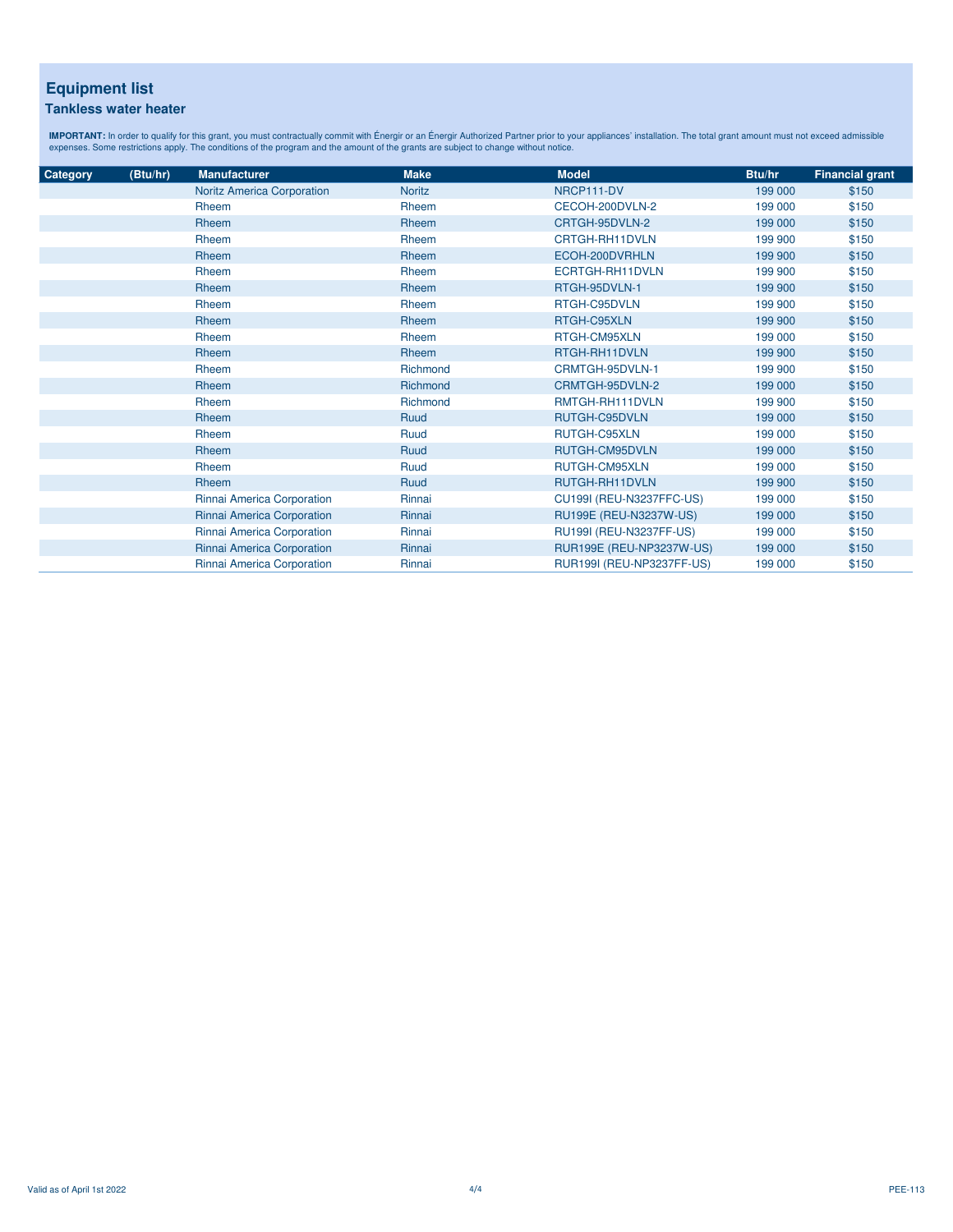## Equipment list

### Tankless water heater

**IMPORTANT:** In order to qualify for this grant, you must contractually commit with Énergir or an Énergir Authorized Partner prior to your appliances' installation. The total grant amount must not exceed admissible expenses. Some restrictions apply. The conditions of the program and the amount of the grants are subject to change without notice.

| Category | (Btu/hr) | Manufacturer | Make | Model | Btu/hr | Financial grant |
|---|---|---|---|---|---|---|
| | | Noritz America Corporation | Noritz | NRCP111-DV | 199 000 | $150 |
| | | Rheem | Rheem | CECOH-200DVLN-2 | 199 000 | $150 |
| | | Rheem | Rheem | CRTGH-95DVLN-2 | 199 000 | $150 |
| | | Rheem | Rheem | CRTGH-RH11DVLN | 199 900 | $150 |
| | | Rheem | Rheem | ECOH-200DVRHLN | 199 900 | $150 |
| | | Rheem | Rheem | ECRTGH-RH11DVLN | 199 900 | $150 |
| | | Rheem | Rheem | RTGH-95DVLN-1 | 199 900 | $150 |
| | | Rheem | Rheem | RTGH-C95DVLN | 199 900 | $150 |
| | | Rheem | Rheem | RTGH-C95XLN | 199 900 | $150 |
| | | Rheem | Rheem | RTGH-CM95XLN | 199 000 | $150 |
| | | Rheem | Rheem | RTGH-RH11DVLN | 199 900 | $150 |
| | | Rheem | Richmond | CRMTGH-95DVLN-1 | 199 900 | $150 |
| | | Rheem | Richmond | CRMTGH-95DVLN-2 | 199 000 | $150 |
| | | Rheem | Richmond | RMTGH-RH111DVLN | 199 900 | $150 |
| | | Rheem | Ruud | RUTGH-C95DVLN | 199 000 | $150 |
| | | Rheem | Ruud | RUTGH-C95XLN | 199 000 | $150 |
| | | Rheem | Ruud | RUTGH-CM95DVLN | 199 000 | $150 |
| | | Rheem | Ruud | RUTGH-CM95XLN | 199 000 | $150 |
| | | Rheem | Ruud | RUTGH-RH11DVLN | 199 900 | $150 |
| | | Rinnai America Corporation | Rinnai | CU199I (REU-N3237FFC-US) | 199 000 | $150 |
| | | Rinnai America Corporation | Rinnai | RU199E (REU-N3237W-US) | 199 000 | $150 |
| | | Rinnai America Corporation | Rinnai | RU199I (REU-N3237FF-US) | 199 000 | $150 |
| | | Rinnai America Corporation | Rinnai | RUR199E (REU-NP3237W-US) | 199 000 | $150 |
| | | Rinnai America Corporation | Rinnai | RUR199I (REU-NP3237FF-US) | 199 000 | $150 |

Valid as of April 1st 2022

PEE-113